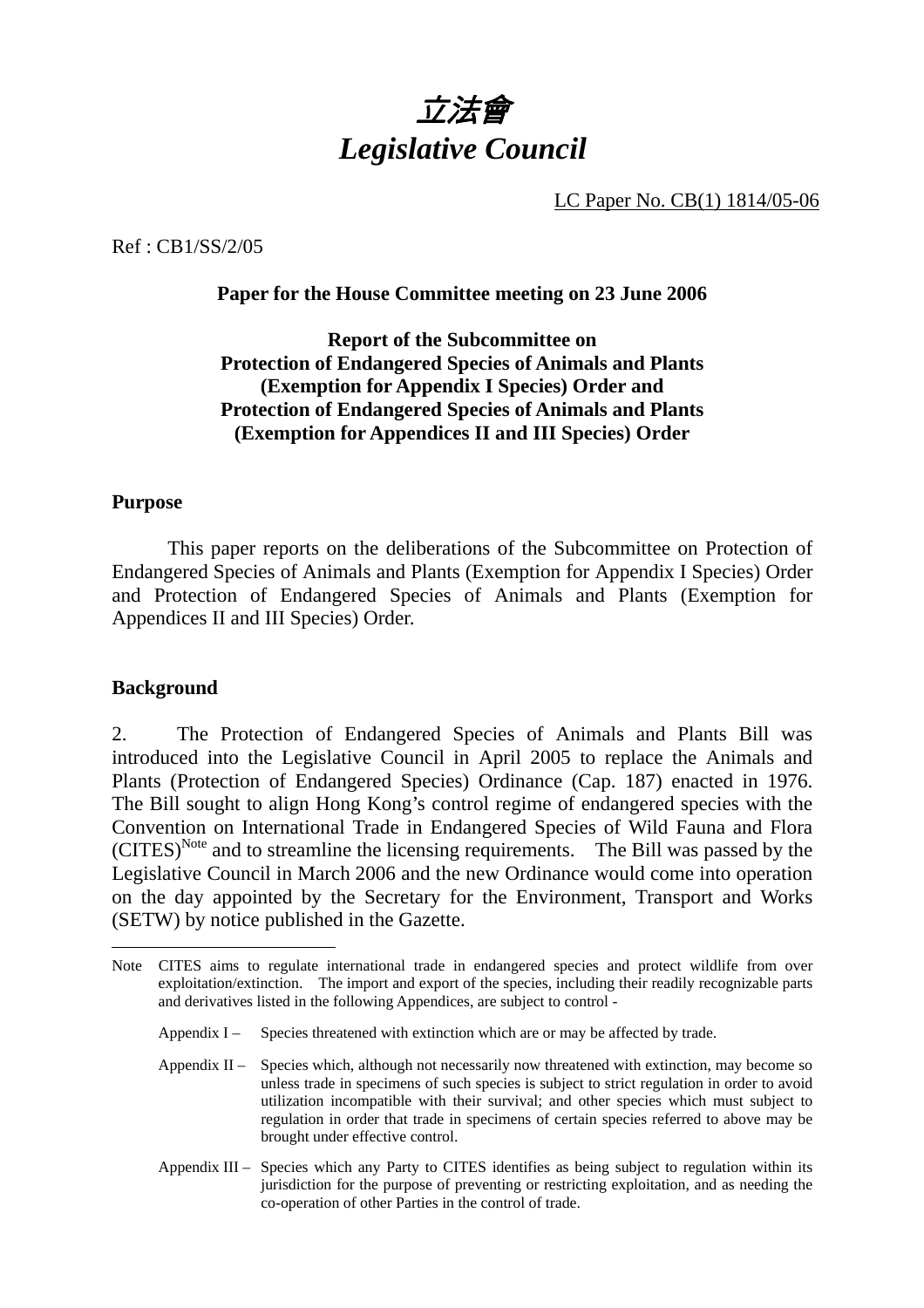# *立法會*
# *Legislative Council*

LC Paper No. CB(1) 1814/05-06

Ref : CB1/SS/2/05

**Paper for the House Committee meeting on 23 June 2006**

**Report of the Subcommittee on Protection of Endangered Species of Animals and Plants (Exemption for Appendix I Species) Order and Protection of Endangered Species of Animals and Plants (Exemption for Appendices II and III Species) Order**

## Purpose

This paper reports on the deliberations of the Subcommittee on Protection of Endangered Species of Animals and Plants (Exemption for Appendix I Species) Order and Protection of Endangered Species of Animals and Plants (Exemption for Appendices II and III Species) Order.

## Background

2. The Protection of Endangered Species of Animals and Plants Bill was introduced into the Legislative Council in April 2005 to replace the Animals and Plants (Protection of Endangered Species) Ordinance (Cap. 187) enacted in 1976. The Bill sought to align Hong Kong's control regime of endangered species with the Convention on International Trade in Endangered Species of Wild Fauna and Flora (CITES)[Note] and to streamline the licensing requirements. The Bill was passed by the Legislative Council in March 2006 and the new Ordinance would come into operation on the day appointed by the Secretary for the Environment, Transport and Works (SETW) by notice published in the Gazette.

---

Note CITES aims to regulate international trade in endangered species and protect wildlife from over exploitation/extinction. The import and export of the species, including their readily recognizable parts and derivatives listed in the following Appendices, are subject to control -

Appendix I – Species threatened with extinction which are or may be affected by trade.

Appendix II – Species which, although not necessarily now threatened with extinction, may become so unless trade in specimens of such species is subject to strict regulation in order to avoid utilization incompatible with their survival; and other species which must subject to regulation in order that trade in specimens of certain species referred to above may be brought under effective control.

Appendix III – Species which any Party to CITES identifies as being subject to regulation within its jurisdiction for the purpose of preventing or restricting exploitation, and as needing the co-operation of other Parties in the control of trade.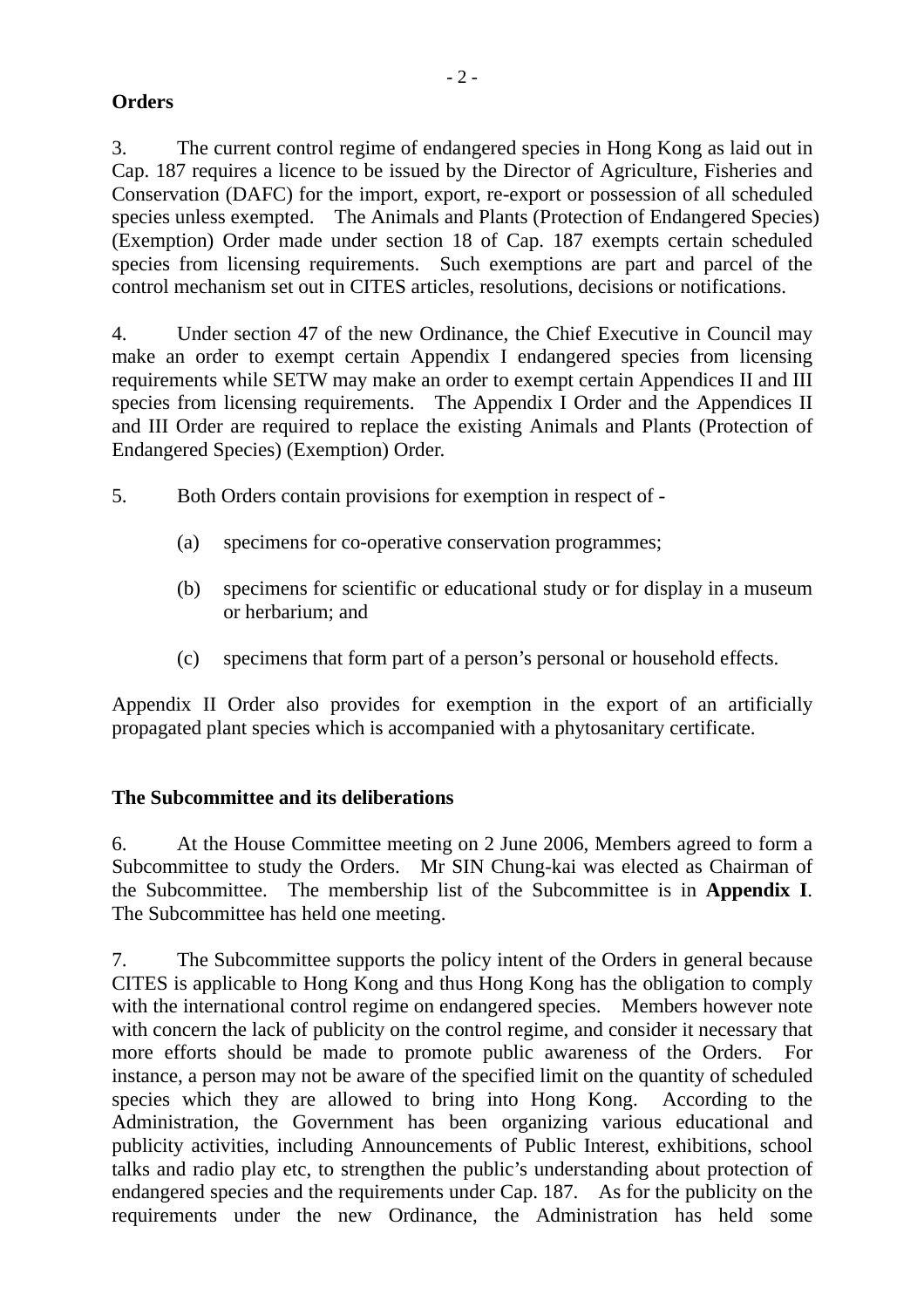**Orders**

3. The current control regime of endangered species in Hong Kong as laid out in Cap. 187 requires a licence to be issued by the Director of Agriculture, Fisheries and Conservation (DAFC) for the import, export, re-export or possession of all scheduled species unless exempted. The Animals and Plants (Protection of Endangered Species) (Exemption) Order made under section 18 of Cap. 187 exempts certain scheduled species from licensing requirements. Such exemptions are part and parcel of the control mechanism set out in CITES articles, resolutions, decisions or notifications.

4. Under section 47 of the new Ordinance, the Chief Executive in Council may make an order to exempt certain Appendix I endangered species from licensing requirements while SETW may make an order to exempt certain Appendices II and III species from licensing requirements. The Appendix I Order and the Appendices II and III Order are required to replace the existing Animals and Plants (Protection of Endangered Species) (Exemption) Order.

5. Both Orders contain provisions for exemption in respect of -

(a) specimens for co-operative conservation programmes;

(b) specimens for scientific or educational study or for display in a museum or herbarium; and

(c) specimens that form part of a person's personal or household effects.

Appendix II Order also provides for exemption in the export of an artificially propagated plant species which is accompanied with a phytosanitary certificate.

**The Subcommittee and its deliberations**

6. At the House Committee meeting on 2 June 2006, Members agreed to form a Subcommittee to study the Orders. Mr SIN Chung-kai was elected as Chairman of the Subcommittee. The membership list of the Subcommittee is in **Appendix I**. The Subcommittee has held one meeting.

7. The Subcommittee supports the policy intent of the Orders in general because CITES is applicable to Hong Kong and thus Hong Kong has the obligation to comply with the international control regime on endangered species. Members however note with concern the lack of publicity on the control regime, and consider it necessary that more efforts should be made to promote public awareness of the Orders. For instance, a person may not be aware of the specified limit on the quantity of scheduled species which they are allowed to bring into Hong Kong. According to the Administration, the Government has been organizing various educational and publicity activities, including Announcements of Public Interest, exhibitions, school talks and radio play etc, to strengthen the public's understanding about protection of endangered species and the requirements under Cap. 187. As for the publicity on the requirements under the new Ordinance, the Administration has held some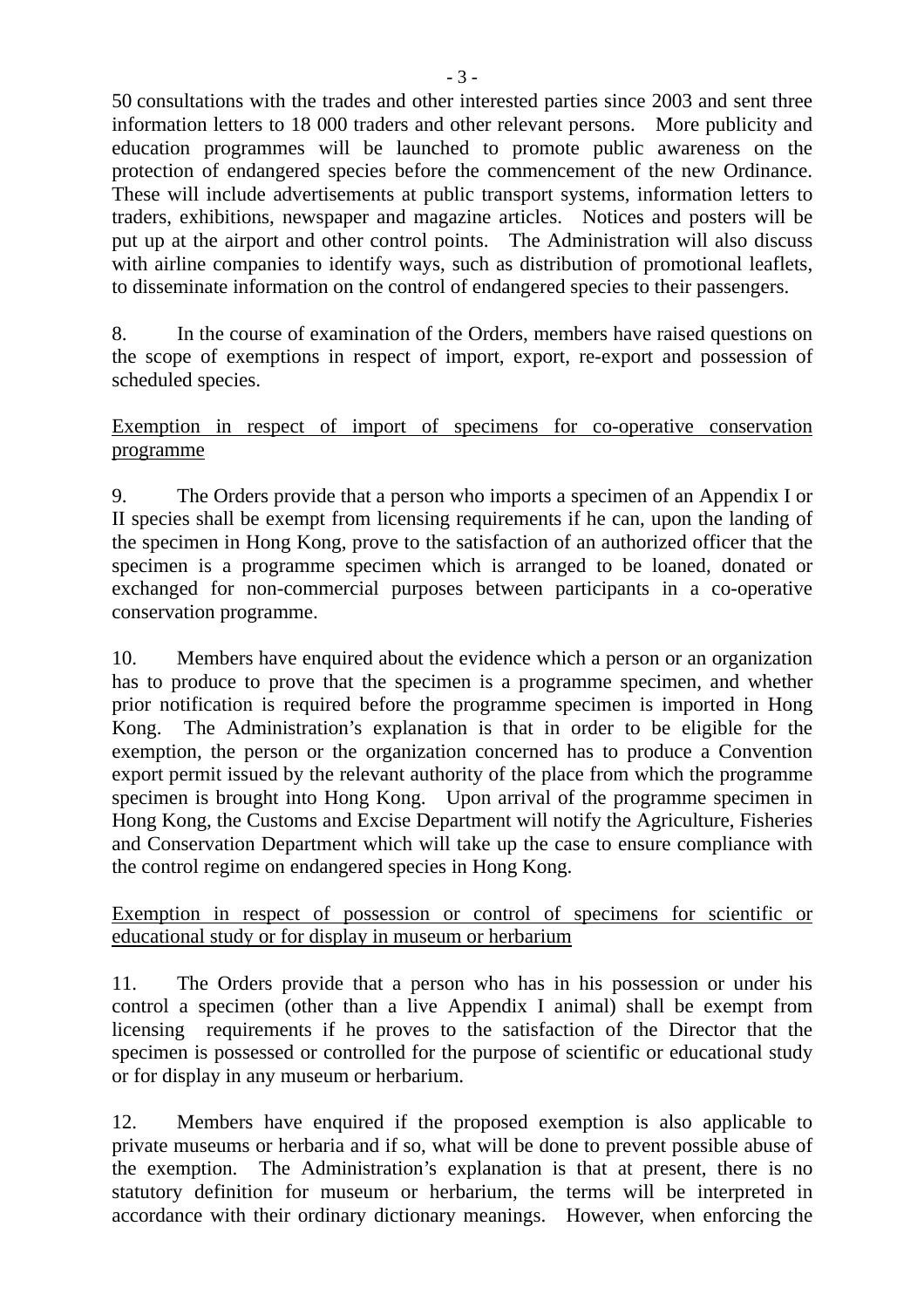50 consultations with the trades and other interested parties since 2003 and sent three information letters to 18 000 traders and other relevant persons. More publicity and education programmes will be launched to promote public awareness on the protection of endangered species before the commencement of the new Ordinance. These will include advertisements at public transport systems, information letters to traders, exhibitions, newspaper and magazine articles. Notices and posters will be put up at the airport and other control points. The Administration will also discuss with airline companies to identify ways, such as distribution of promotional leaflets, to disseminate information on the control of endangered species to their passengers.

8. In the course of examination of the Orders, members have raised questions on the scope of exemptions in respect of import, export, re-export and possession of scheduled species.

<u>Exemption in respect of import of specimens for co-operative conservation programme</u>

9. The Orders provide that a person who imports a specimen of an Appendix I or II species shall be exempt from licensing requirements if he can, upon the landing of the specimen in Hong Kong, prove to the satisfaction of an authorized officer that the specimen is a programme specimen which is arranged to be loaned, donated or exchanged for non-commercial purposes between participants in a co-operative conservation programme.

10. Members have enquired about the evidence which a person or an organization has to produce to prove that the specimen is a programme specimen, and whether prior notification is required before the programme specimen is imported in Hong Kong. The Administration's explanation is that in order to be eligible for the exemption, the person or the organization concerned has to produce a Convention export permit issued by the relevant authority of the place from which the programme specimen is brought into Hong Kong. Upon arrival of the programme specimen in Hong Kong, the Customs and Excise Department will notify the Agriculture, Fisheries and Conservation Department which will take up the case to ensure compliance with the control regime on endangered species in Hong Kong.

<u>Exemption in respect of possession or control of specimens for scientific or educational study or for display in museum or herbarium</u>

11. The Orders provide that a person who has in his possession or under his control a specimen (other than a live Appendix I animal) shall be exempt from licensing requirements if he proves to the satisfaction of the Director that the specimen is possessed or controlled for the purpose of scientific or educational study or for display in any museum or herbarium.

12. Members have enquired if the proposed exemption is also applicable to private museums or herbaria and if so, what will be done to prevent possible abuse of the exemption. The Administration's explanation is that at present, there is no statutory definition for museum or herbarium, the terms will be interpreted in accordance with their ordinary dictionary meanings. However, when enforcing the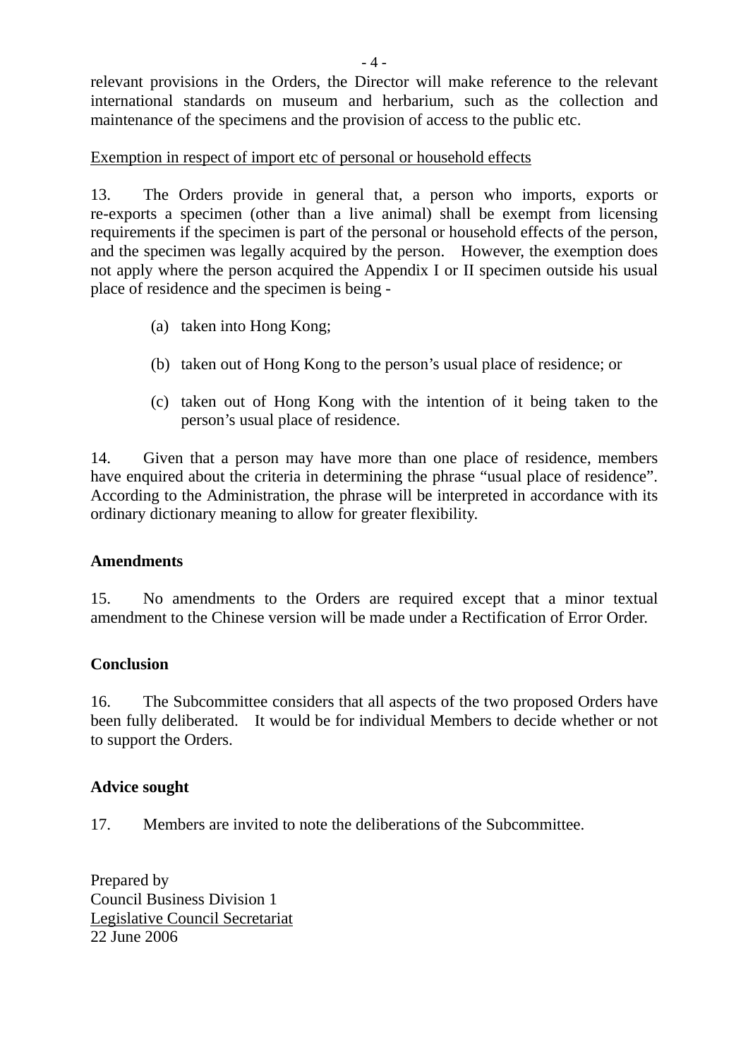relevant provisions in the Orders, the Director will make reference to the relevant international standards on museum and herbarium, such as the collection and maintenance of the specimens and the provision of access to the public etc.

<u>Exemption in respect of import etc of personal or household effects</u>

13. The Orders provide in general that, a person who imports, exports or re-exports a specimen (other than a live animal) shall be exempt from licensing requirements if the specimen is part of the personal or household effects of the person, and the specimen was legally acquired by the person. However, the exemption does not apply where the person acquired the Appendix I or II specimen outside his usual place of residence and the specimen is being -

(a) taken into Hong Kong;

(b) taken out of Hong Kong to the person's usual place of residence; or

(c) taken out of Hong Kong with the intention of it being taken to the person's usual place of residence.

14. Given that a person may have more than one place of residence, members have enquired about the criteria in determining the phrase "usual place of residence". According to the Administration, the phrase will be interpreted in accordance with its ordinary dictionary meaning to allow for greater flexibility.

**Amendments**

15. No amendments to the Orders are required except that a minor textual amendment to the Chinese version will be made under a Rectification of Error Order.

**Conclusion**

16. The Subcommittee considers that all aspects of the two proposed Orders have been fully deliberated. It would be for individual Members to decide whether or not to support the Orders.

**Advice sought**

17. Members are invited to note the deliberations of the Subcommittee.

Prepared by
Council Business Division 1
<u>Legislative Council Secretariat</u>
22 June 2006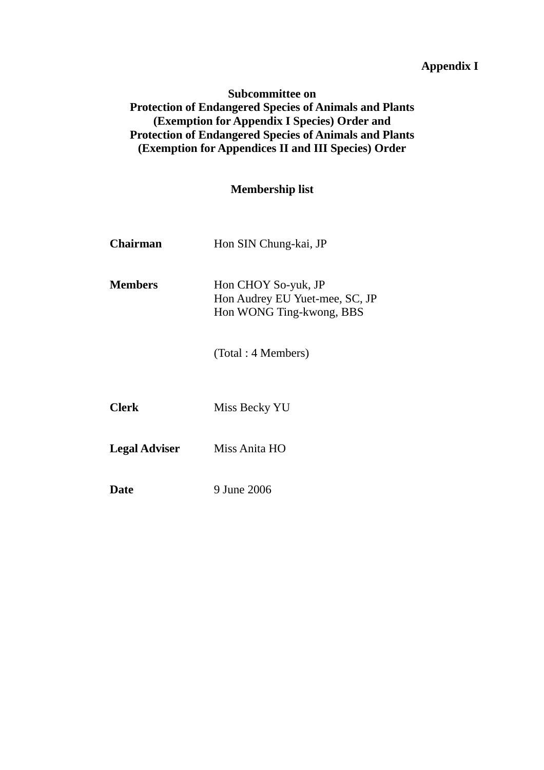**Appendix I**

**Subcommittee on**
**Protection of Endangered Species of Animals and Plants**
**(Exemption for Appendix I Species) Order and**
**Protection of Endangered Species of Animals and Plants**
**(Exemption for Appendices II and III Species) Order**

**Membership list**

| | |
|---|---|
| **Chairman** | Hon SIN Chung-kai, JP |
| **Members** | Hon CHOY So-yuk, JP<br>Hon Audrey EU Yuet-mee, SC, JP<br>Hon WONG Ting-kwong, BBS |
| | (Total : 4 Members) |
| **Clerk** | Miss Becky YU |
| **Legal Adviser** | Miss Anita HO |
| **Date** | 9 June 2006 |